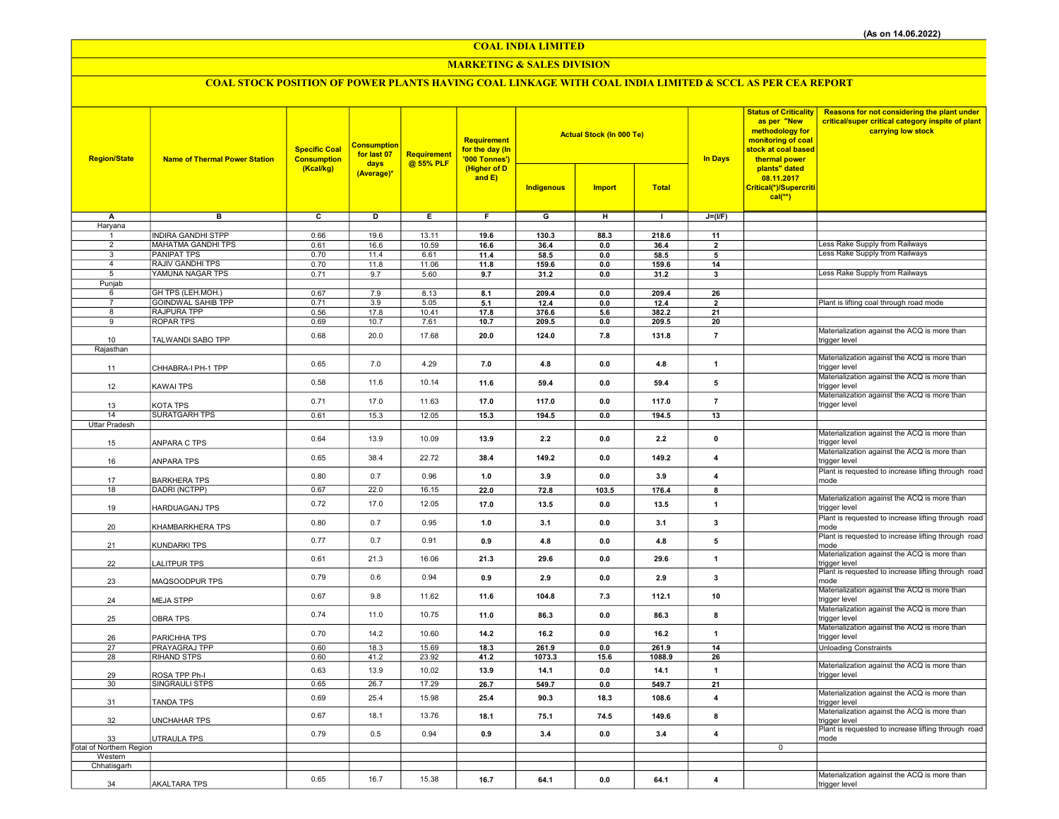(As on 14.06.2022)

# COAL INDIA LIMITED

## MARKETING & SALES DIVISION

### COAL STOCK POSITION OF POWER PLANTS HAVING COAL LINKAGE WITH COAL INDIA LIMITED & SCCL AS PER CEA REPORT

| Region/State | Name of Thermal Power Station | Specific Coal Consumption (Kcal/kg) | Consumption for last 07 days (Average)* | Requirement @ 55% PLF | Requirement for the day (In '000 Tonnes') (Higher of D and E) | Actual Stock (In 000 Te) | | | In Days | Status of Criticality as per "New methodology for monitoring of coal stock at coal based thermal power plants" dated 08.11.2017 Critical(*)/Supercritical(**) | Reasons for not considering the plant under critical/super critical category inspite of plant carrying low stock |
|---|---|---|---|---|---|---|---|---|---|---|---|
| | | | | | | Indigenous | Import | Total | | | |
| A | B | C | D | E | F | G | H | I | J=(I/F) | | |
| Haryana | | | | | | | | | | | |
| 1 | INDIRA GANDHI STPP | 0.66 | 19.6 | 13.11 | 19.6 | 130.3 | 88.3 | 218.6 | 11 | | |
| 2 | MAHATMA GANDHI TPS | 0.61 | 16.6 | 10.59 | 16.6 | 36.4 | 0.0 | 36.4 | 2 | | Less Rake Supply from Railways |
| 3 | PANIPAT TPS | 0.70 | 11.4 | 6.61 | 11.4 | 58.5 | 0.0 | 58.5 | 5 | | Less Rake Supply from Railways |
| 4 | RAJIV GANDHI TPS | 0.70 | 11.8 | 11.06 | 11.8 | 159.6 | 0.0 | 159.6 | 14 | | |
| 5 | YAMUNA NAGAR TPS | 0.71 | 9.7 | 5.60 | 9.7 | 31.2 | 0.0 | 31.2 | 3 | | Less Rake Supply from Railways |
| Punjab | | | | | | | | | | | |
| 6 | GH TPS (LEH.MOH.) | 0.67 | 7.9 | 8.13 | 8.1 | 209.4 | 0.0 | 209.4 | 26 | | |
| 7 | GOINDWAL SAHIB TPP | 0.71 | 3.9 | 5.05 | 5.1 | 12.4 | 0.0 | 12.4 | 2 | | Plant is lifting coal through road mode |
| 8 | RAJPURA TPP | 0.56 | 17.8 | 10.41 | 17.8 | 376.6 | 5.6 | 382.2 | 21 | | |
| 9 | ROPAR TPS | 0.69 | 10.7 | 7.61 | 10.7 | 209.5 | 0.0 | 209.5 | 20 | | |
| 10 | TALWANDI SABO TPP | 0.68 | 20.0 | 17.68 | 20.0 | 124.0 | 7.8 | 131.8 | 7 | | Materialization against the ACQ is more than trigger level |
| Rajasthan | | | | | | | | | | | |
| 11 | CHHABRA-I PH-1 TPP | 0.65 | 7.0 | 4.29 | 7.0 | 4.8 | 0.0 | 4.8 | 1 | | Materialization against the ACQ is more than trigger level |
| 12 | KAWAI TPS | 0.58 | 11.6 | 10.14 | 11.6 | 59.4 | 0.0 | 59.4 | 5 | | Materialization against the ACQ is more than trigger level |
| 13 | KOTA TPS | 0.71 | 17.0 | 11.63 | 17.0 | 117.0 | 0.0 | 117.0 | 7 | | Materialization against the ACQ is more than trigger level |
| 14 | SURATGARH TPS | 0.61 | 15.3 | 12.05 | 15.3 | 194.5 | 0.0 | 194.5 | 13 | | |
| Uttar Pradesh | | | | | | | | | | | |
| 15 | ANPARA C TPS | 0.64 | 13.9 | 10.09 | 13.9 | 2.2 | 0.0 | 2.2 | 0 | | Materialization against the ACQ is more than trigger level |
| 16 | ANPARA TPS | 0.65 | 38.4 | 22.72 | 38.4 | 149.2 | 0.0 | 149.2 | 4 | | Materialization against the ACQ is more than trigger level |
| 17 | BARKHERA TPS | 0.80 | 0.7 | 0.96 | 1.0 | 3.9 | 0.0 | 3.9 | 4 | | Plant is requested to increase lifting through road mode |
| 18 | DADRI (NCTPP) | 0.67 | 22.0 | 16.15 | 22.0 | 72.8 | 103.5 | 176.4 | 8 | | |
| 19 | HARDUAGANJ TPS | 0.72 | 17.0 | 12.05 | 17.0 | 13.5 | 0.0 | 13.5 | 1 | | Materialization against the ACQ is more than trigger level |
| 20 | KHAMBARKHERA TPS | 0.80 | 0.7 | 0.95 | 1.0 | 3.1 | 0.0 | 3.1 | 3 | | Plant is requested to increase lifting through road mode |
| 21 | KUNDARKI TPS | 0.77 | 0.7 | 0.91 | 0.9 | 4.8 | 0.0 | 4.8 | 5 | | Plant is requested to increase lifting through road mode |
| 22 | LALITPUR TPS | 0.61 | 21.3 | 16.06 | 21.3 | 29.6 | 0.0 | 29.6 | 1 | | Materialization against the ACQ is more than trigger level |
| 23 | MAQSOODPUR TPS | 0.79 | 0.6 | 0.94 | 0.9 | 2.9 | 0.0 | 2.9 | 3 | | Plant is requested to increase lifting through road mode |
| 24 | MEJA STPP | 0.67 | 9.8 | 11.62 | 11.6 | 104.8 | 7.3 | 112.1 | 10 | | Materialization against the ACQ is more than trigger level |
| 25 | OBRA TPS | 0.74 | 11.0 | 10.75 | 11.0 | 86.3 | 0.0 | 86.3 | 8 | | Materialization against the ACQ is more than trigger level |
| 26 | PARICHHA TPS | 0.70 | 14.2 | 10.60 | 14.2 | 16.2 | 0.0 | 16.2 | 1 | | Materialization against the ACQ is more than trigger level |
| 27 | PRAYAGRAJ TPP | 0.60 | 18.3 | 15.69 | 18.3 | 261.9 | 0.0 | 261.9 | 14 | | Unloading Constraints |
| 28 | RIHAND STPS | 0.60 | 41.2 | 23.92 | 41.2 | 1073.3 | 15.6 | 1088.9 | 26 | | |
| 29 | ROSA TPP Ph-I | 0.63 | 13.9 | 10.02 | 13.9 | 14.1 | 0.0 | 14.1 | 1 | | Materialization against the ACQ is more than trigger level |
| 30 | SINGRAULI STPS | 0.65 | 26.7 | 17.29 | 26.7 | 549.7 | 0.0 | 549.7 | 21 | | |
| 31 | TANDA TPS | 0.69 | 25.4 | 15.98 | 25.4 | 90.3 | 18.3 | 108.6 | 4 | | Materialization against the ACQ is more than trigger level |
| 32 | UNCHAHAR TPS | 0.67 | 18.1 | 13.76 | 18.1 | 75.1 | 74.5 | 149.6 | 8 | | Materialization against the ACQ is more than trigger level |
| 33 | UTRAULA TPS | 0.79 | 0.5 | 0.94 | 0.9 | 3.4 | 0.0 | 3.4 | 4 | | Plant is requested to increase lifting through road mode |
| Total of Northern Region | | | | | | | | | | 0 | |
| Western | | | | | | | | | | | |
| Chhatisgarh | | | | | | | | | | | |
| 34 | AKALTARA TPS | 0.65 | 16.7 | 15.38 | 16.7 | 64.1 | 0.0 | 64.1 | 4 | | Materialization against the ACQ is more than trigger level |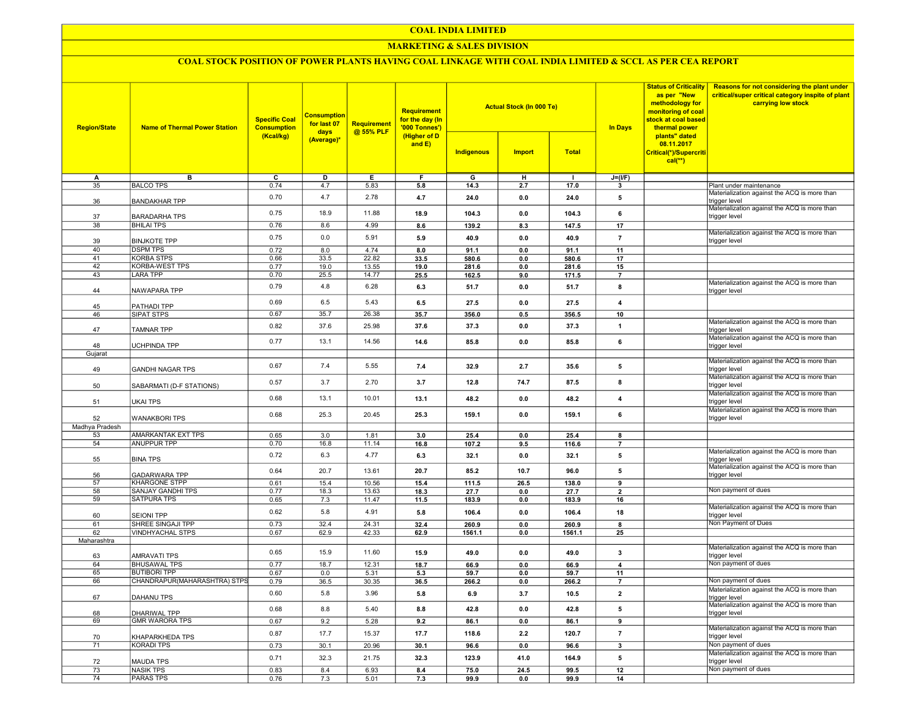# COAL INDIA LIMITED

## MARKETING & SALES DIVISION

### COAL STOCK POSITION OF POWER PLANTS HAVING COAL LINKAGE WITH COAL INDIA LIMITED & SCCL AS PER CEA REPORT

| Region/State | Name of Thermal Power Station | Specific Coal Consumption (Kcal/kg) | Consumption for last 07 days (Average)* | Requirement @ 55% PLF | Requirement for the day (In '000 Tonnes') (Higher of D and E) | Actual Stock (In 000 Te) | | | In Days | Status of Criticality as per "New methodology for monitoring of coal stock at coal based thermal power plants" dated 08.11.2017 Critical(*)/Supercritical(**) | Reasons for not considering the plant under critical/super critical category inspite of plant carrying low stock |
|---|---|---|---|---|---|---|---|---|---|---|---|
| | | | | | | Indigenous | Import | Total | | | |
| A | B | C | D | E | F | G | H | I | J=(I/F) | | |
| 35 | BALCO TPS | 0.74 | 4.7 | 5.83 | 5.8 | 14.3 | 2.7 | 17.0 | 3 | | Plant under maintenance |
| 36 | BANDAKHAR TPP | 0.70 | 4.7 | 2.78 | 4.7 | 24.0 | 0.0 | 24.0 | 5 | | Materialization against the ACQ is more than trigger level |
| 37 | BARADARHA TPS | 0.75 | 18.9 | 11.88 | 18.9 | 104.3 | 0.0 | 104.3 | 6 | | Materialization against the ACQ is more than trigger level |
| 38 | BHILAI TPS | 0.76 | 8.6 | 4.99 | 8.6 | 139.2 | 8.3 | 147.5 | 17 | | |
| 39 | BINJKOTE TPP | 0.75 | 0.0 | 5.91 | 5.9 | 40.9 | 0.0 | 40.9 | 7 | | Materialization against the ACQ is more than trigger level |
| 40 | DSPM TPS | 0.72 | 8.0 | 4.74 | 8.0 | 91.1 | 0.0 | 91.1 | 11 | | |
| 41 | KORBA STPS | 0.66 | 33.5 | 22.82 | 33.5 | 580.6 | 0.0 | 580.6 | 17 | | |
| 42 | KORBA-WEST TPS | 0.77 | 19.0 | 13.55 | 19.0 | 281.6 | 0.0 | 281.6 | 15 | | |
| 43 | LARA TPP | 0.70 | 25.5 | 14.77 | 25.5 | 162.5 | 9.0 | 171.5 | 7 | | |
| 44 | NAWAPARA TPP | 0.79 | 4.8 | 6.28 | 6.3 | 51.7 | 0.0 | 51.7 | 8 | | Materialization against the ACQ is more than trigger level |
| 45 | PATHADI TPP | 0.69 | 6.5 | 5.43 | 6.5 | 27.5 | 0.0 | 27.5 | 4 | | |
| 46 | SIPAT STPS | 0.67 | 35.7 | 26.38 | 35.7 | 356.0 | 0.5 | 356.5 | 10 | | |
| 47 | TAMNAR TPP | 0.82 | 37.6 | 25.98 | 37.6 | 37.3 | 0.0 | 37.3 | 1 | | Materialization against the ACQ is more than trigger level |
| 48 | UCHPINDA TPP | 0.77 | 13.1 | 14.56 | 14.6 | 85.8 | 0.0 | 85.8 | 6 | | Materialization against the ACQ is more than trigger level |
| Gujarat | | | | | | | | | | | |
| 49 | GANDHI NAGAR TPS | 0.67 | 7.4 | 5.55 | 7.4 | 32.9 | 2.7 | 35.6 | 5 | | Materialization against the ACQ is more than trigger level |
| 50 | SABARMATI (D-F STATIONS) | 0.57 | 3.7 | 2.70 | 3.7 | 12.8 | 74.7 | 87.5 | 8 | | Materialization against the ACQ is more than trigger level |
| 51 | UKAI TPS | 0.68 | 13.1 | 10.01 | 13.1 | 48.2 | 0.0 | 48.2 | 4 | | Materialization against the ACQ is more than trigger level |
| 52 | WANAKBORI TPS | 0.68 | 25.3 | 20.45 | 25.3 | 159.1 | 0.0 | 159.1 | 6 | | Materialization against the ACQ is more than trigger level |
| Madhya Pradesh | | | | | | | | | | | |
| 53 | AMARKANTAK EXT TPS | 0.65 | 3.0 | 1.81 | 3.0 | 25.4 | 0.0 | 25.4 | 8 | | |
| 54 | ANUPPUR TPP | 0.70 | 16.8 | 11.14 | 16.8 | 107.2 | 9.5 | 116.6 | 7 | | |
| 55 | BINA TPS | 0.72 | 6.3 | 4.77 | 6.3 | 32.1 | 0.0 | 32.1 | 5 | | Materialization against the ACQ is more than trigger level |
| 56 | GADARWARA TPP | 0.64 | 20.7 | 13.61 | 20.7 | 85.2 | 10.7 | 96.0 | 5 | | Materialization against the ACQ is more than trigger level |
| 57 | KHARGONE STPP | 0.61 | 15.4 | 10.56 | 15.4 | 111.5 | 26.5 | 138.0 | 9 | | |
| 58 | SANJAY GANDHI TPS | 0.77 | 18.3 | 13.63 | 18.3 | 27.7 | 0.0 | 27.7 | 2 | | Non payment of dues |
| 59 | SATPURA TPS | 0.65 | 7.3 | 11.47 | 11.5 | 183.9 | 0.0 | 183.9 | 16 | | |
| 60 | SEIONI TPP | 0.62 | 5.8 | 4.91 | 5.8 | 106.4 | 0.0 | 106.4 | 18 | | Materialization against the ACQ is more than trigger level |
| 61 | SHREE SINGAJI TPP | 0.73 | 32.4 | 24.31 | 32.4 | 260.9 | 0.0 | 260.9 | 8 | | Non Payment of Dues |
| 62 | VINDHYACHAL STPS | 0.67 | 62.9 | 42.33 | 62.9 | 1561.1 | 0.0 | 1561.1 | 25 | | |
| Maharashtra | | | | | | | | | | | |
| 63 | AMRAVATI TPS | 0.65 | 15.9 | 11.60 | 15.9 | 49.0 | 0.0 | 49.0 | 3 | | Materialization against the ACQ is more than trigger level |
| 64 | BHUSAWAL TPS | 0.77 | 18.7 | 12.31 | 18.7 | 66.9 | 0.0 | 66.9 | 4 | | Non payment of dues |
| 65 | BUTIBORI TPP | 0.67 | 0.0 | 5.31 | 5.3 | 59.7 | 0.0 | 59.7 | 11 | | |
| 66 | CHANDRAPUR(MAHARASHTRA) STPS | 0.79 | 36.5 | 30.35 | 36.5 | 266.2 | 0.0 | 266.2 | 7 | | Non payment of dues |
| 67 | DAHANU TPS | 0.60 | 5.8 | 3.96 | 5.8 | 6.9 | 3.7 | 10.5 | 2 | | Materialization against the ACQ is more than trigger level |
| 68 | DHARIWAL TPP | 0.68 | 8.8 | 5.40 | 8.8 | 42.8 | 0.0 | 42.8 | 5 | | Materialization against the ACQ is more than trigger level |
| 69 | GMR WARORA TPS | 0.67 | 9.2 | 5.28 | 9.2 | 86.1 | 0.0 | 86.1 | 9 | | |
| 70 | KHAPARKHEDA TPS | 0.87 | 17.7 | 15.37 | 17.7 | 118.6 | 2.2 | 120.7 | 7 | | Materialization against the ACQ is more than trigger level |
| 71 | KORADI TPS | 0.73 | 30.1 | 20.96 | 30.1 | 96.6 | 0.0 | 96.6 | 3 | | Non payment of dues |
| 72 | MAUDA TPS | 0.71 | 32.3 | 21.75 | 32.3 | 123.9 | 41.0 | 164.9 | 5 | | Materialization against the ACQ is more than trigger level |
| 73 | NASIK TPS | 0.83 | 8.4 | 6.93 | 8.4 | 75.0 | 24.5 | 99.5 | 12 | | Non payment of dues |
| 74 | PARAS TPS | 0.76 | 7.3 | 5.01 | 7.3 | 99.9 | 0.0 | 99.9 | 14 | | |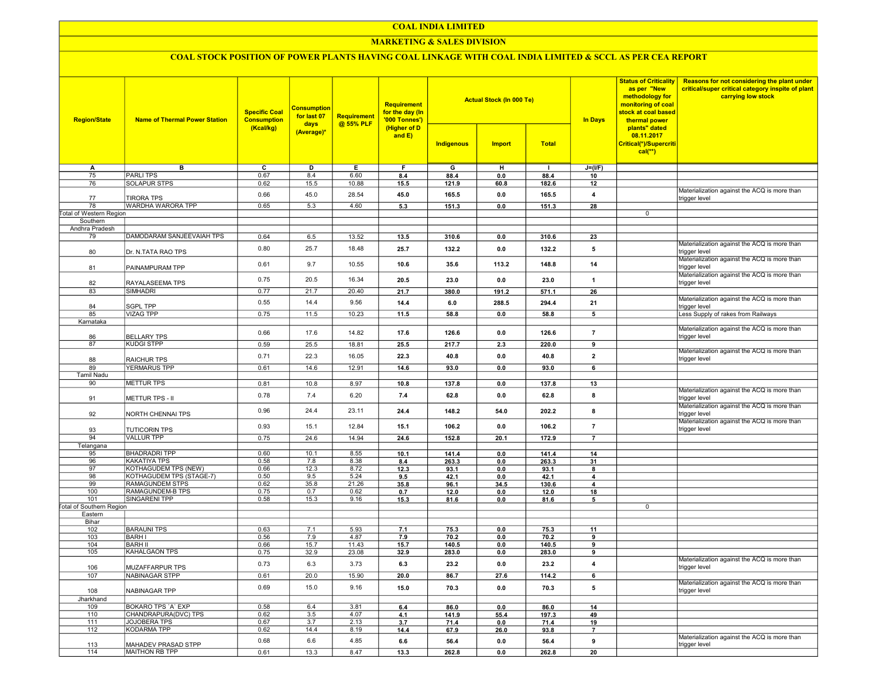# COAL INDIA LIMITED

## MARKETING & SALES DIVISION

### COAL STOCK POSITION OF POWER PLANTS HAVING COAL LINKAGE WITH COAL INDIA LIMITED & SCCL AS PER CEA REPORT

| Region/State | Name of Thermal Power Station | Specific Coal Consumption (Kcal/kg) | Consumption for last 07 days (Average)* | Requirement @ 55% PLF | Requirement for the day (In '000 Tonnes') (Higher of D and E) | Actual Stock (In 000 Te) | | | In Days | Status of Criticality as per "New methodology for monitoring of coal stock at coal based thermal power plants" dated 08.11.2017 Critical(*)/Supercritical(**) | Reasons for not considering the plant under critical/super critical category inspite of plant carrying low stock |
|---|---|---|---|---|---|---|---|---|---|---|---|
| | | | | | | Indigenous | Import | Total | | | |
| A | B | C | D | E | F | G | H | I | J=(I/F) | | |
| 75 | PARLI TPS | 0.67 | 8.4 | 6.60 | 8.4 | 88.4 | 0.0 | 88.4 | 10 | | |
| 76 | SOLAPUR STPS | 0.62 | 15.5 | 10.88 | 15.5 | 121.9 | 60.8 | 182.6 | 12 | | |
| 77 | TIRORA TPS | 0.66 | 45.0 | 28.54 | 45.0 | 165.5 | 0.0 | 165.5 | 4 | | Materialization against the ACQ is more than trigger level |
| 78 | WARDHA WARORA TPP | 0.65 | 5.3 | 4.60 | 5.3 | 151.3 | 0.0 | 151.3 | 28 | | |
| Total of Western Region | | | | | | | | | | 0 | |
| Southern | | | | | | | | | | | |
| Andhra Pradesh | | | | | | | | | | | |
| 79 | DAMODARAM SANJEEVAIAH TPS | 0.64 | 6.5 | 13.52 | 13.5 | 310.6 | 0.0 | 310.6 | 23 | | |
| 80 | Dr. N.TATA RAO TPS | 0.80 | 25.7 | 18.48 | 25.7 | 132.2 | 0.0 | 132.2 | 5 | | Materialization against the ACQ is more than trigger level |
| 81 | PAINAMPURAM TPP | 0.61 | 9.7 | 10.55 | 10.6 | 35.6 | 113.2 | 148.8 | 14 | | Materialization against the ACQ is more than trigger level |
| 82 | RAYALASEEMA TPS | 0.75 | 20.5 | 16.34 | 20.5 | 23.0 | 0.0 | 23.0 | 1 | | Materialization against the ACQ is more than trigger level |
| 83 | SIMHADRI | 0.77 | 21.7 | 20.40 | 21.7 | 380.0 | 191.2 | 571.1 | 26 | | |
| 84 | SGPL TPP | 0.55 | 14.4 | 9.56 | 14.4 | 6.0 | 288.5 | 294.4 | 21 | | Materialization against the ACQ is more than trigger level |
| 85 | VIZAG TPP | 0.75 | 11.5 | 10.23 | 11.5 | 58.8 | 0.0 | 58.8 | 5 | | Less Supply of rakes from Railways |
| Karnataka | | | | | | | | | | | |
| 86 | BELLARY TPS | 0.66 | 17.6 | 14.82 | 17.6 | 126.6 | 0.0 | 126.6 | 7 | | Materialization against the ACQ is more than trigger level |
| 87 | KUDGI STPP | 0.59 | 25.5 | 18.81 | 25.5 | 217.7 | 2.3 | 220.0 | 9 | | |
| 88 | RAICHUR TPS | 0.71 | 22.3 | 16.05 | 22.3 | 40.8 | 0.0 | 40.8 | 2 | | Materialization against the ACQ is more than trigger level |
| 89 | YERMARUS TPP | 0.61 | 14.6 | 12.91 | 14.6 | 93.0 | 0.0 | 93.0 | 6 | | |
| Tamil Nadu | | | | | | | | | | | |
| 90 | METTUR TPS | 0.81 | 10.8 | 8.97 | 10.8 | 137.8 | 0.0 | 137.8 | 13 | | |
| 91 | METTUR TPS - II | 0.78 | 7.4 | 6.20 | 7.4 | 62.8 | 0.0 | 62.8 | 8 | | Materialization against the ACQ is more than trigger level |
| 92 | NORTH CHENNAI TPS | 0.96 | 24.4 | 23.11 | 24.4 | 148.2 | 54.0 | 202.2 | 8 | | Materialization against the ACQ is more than trigger level |
| 93 | TUTICORIN TPS | 0.93 | 15.1 | 12.84 | 15.1 | 106.2 | 0.0 | 106.2 | 7 | | Materialization against the ACQ is more than trigger level |
| 94 | VALLUR TPP | 0.75 | 24.6 | 14.94 | 24.6 | 152.8 | 20.1 | 172.9 | 7 | | |
| Telangana | | | | | | | | | | | |
| 95 | BHADRADRI TPP | 0.60 | 10.1 | 8.55 | 10.1 | 141.4 | 0.0 | 141.4 | 14 | | |
| 96 | KAKATIYA TPS | 0.58 | 7.8 | 8.38 | 8.4 | 263.3 | 0.0 | 263.3 | 31 | | |
| 97 | KOTHAGUDEM TPS (NEW) | 0.66 | 12.3 | 8.72 | 12.3 | 93.1 | 0.0 | 93.1 | 8 | | |
| 98 | KOTHAGUDEM TPS (STAGE-7) | 0.50 | 9.5 | 5.24 | 9.5 | 42.1 | 0.0 | 42.1 | 4 | | |
| 99 | RAMAGUNDEM STPS | 0.62 | 35.8 | 21.26 | 35.8 | 96.1 | 34.5 | 130.6 | 4 | | |
| 100 | RAMAGUNDEM-B TPS | 0.75 | 0.7 | 0.62 | 0.7 | 12.0 | 0.0 | 12.0 | 18 | | |
| 101 | SINGARENI TPP | 0.58 | 15.3 | 9.16 | 15.3 | 81.6 | 0.0 | 81.6 | 5 | | |
| Total of Southern Region | | | | | | | | | | 0 | |
| Eastern | | | | | | | | | | | |
| Bihar | | | | | | | | | | | |
| 102 | BARAUNI TPS | 0.63 | 7.1 | 5.93 | 7.1 | 75.3 | 0.0 | 75.3 | 11 | | |
| 103 | BARH I | 0.56 | 7.9 | 4.87 | 7.9 | 70.2 | 0.0 | 70.2 | 9 | | |
| 104 | BARH II | 0.66 | 15.7 | 11.43 | 15.7 | 140.5 | 0.0 | 140.5 | 9 | | |
| 105 | KAHALGAON TPS | 0.75 | 32.9 | 23.08 | 32.9 | 283.0 | 0.0 | 283.0 | 9 | | |
| 106 | MUZAFFARPUR TPS | 0.73 | 6.3 | 3.73 | 6.3 | 23.2 | 0.0 | 23.2 | 4 | | Materialization against the ACQ is more than trigger level |
| 107 | NABINAGAR STPP | 0.61 | 20.0 | 15.90 | 20.0 | 86.7 | 27.6 | 114.2 | 6 | | |
| 108 | NABINAGAR TPP | 0.69 | 15.0 | 9.16 | 15.0 | 70.3 | 0.0 | 70.3 | 5 | | Materialization against the ACQ is more than trigger level |
| Jharkhand | | | | | | | | | | | |
| 109 | BOKARO TPS `A` EXP | 0.58 | 6.4 | 3.81 | 6.4 | 86.0 | 0.0 | 86.0 | 14 | | |
| 110 | CHANDRAPURA(DVC) TPS | 0.62 | 3.5 | 4.07 | 4.1 | 141.9 | 55.4 | 197.3 | 49 | | |
| 111 | JOJOBERA TPS | 0.67 | 3.7 | 2.13 | 3.7 | 71.4 | 0.0 | 71.4 | 19 | | |
| 112 | KODARMA TPP | 0.62 | 14.4 | 8.19 | 14.4 | 67.9 | 26.0 | 93.8 | 7 | | |
| 113 | MAHADEV PRASAD STPP | 0.68 | 6.6 | 4.85 | 6.6 | 56.4 | 0.0 | 56.4 | 9 | | Materialization against the ACQ is more than trigger level |
| 114 | MAITHON RB TPP | 0.61 | 13.3 | 8.47 | 13.3 | 262.8 | 0.0 | 262.8 | 20 | | |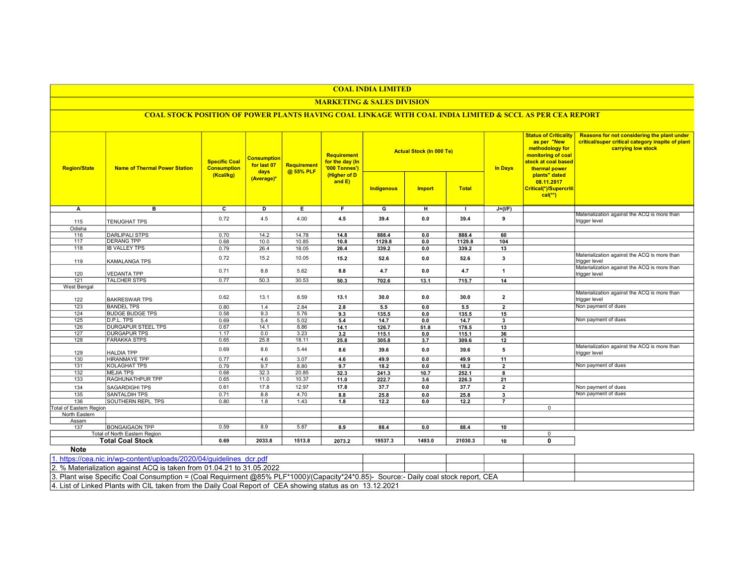# COAL INDIA LIMITED

## MARKETING & SALES DIVISION

### COAL STOCK POSITION OF POWER PLANTS HAVING COAL LINKAGE WITH COAL INDIA LIMITED & SCCL AS PER CEA REPORT

| Region/State | Name of Thermal Power Station | Specific Coal Consumption (Kcal/kg) | Consumption for last 07 days (Average)* | Requirement @ 55% PLF | Requirement for the day (In '000 Tonnes') (Higher of D and E) | Actual Stock (In 000 Te) | | | In Days | Status of Criticality as per "New methodology for monitoring of coal stock at coal based thermal power plants" dated 08.11.2017 Critical(*)/Supercritical(**) | Reasons for not considering the plant under critical/super critical category inspite of plant carrying low stock |
|---|---|---|---|---|---|---|---|---|---|---|---|
| | | | | | | Indigenous | Import | Total | | | |
| A | B | C | D | E | F | G | H | I | J=(I/F) | | |
| 115 | TENUGHAT TPS | 0.72 | 4.5 | 4.00 | 4.5 | 39.4 | 0.0 | 39.4 | 9 | | Materialization against the ACQ is more than trigger level |
| Odisha | | | | | | | | | | | |
| 116 | DARLIPALI STPS | 0.70 | 14.2 | 14.78 | 14.8 | 888.4 | 0.0 | 888.4 | 60 | | |
| 117 | DERANG TPP | 0.68 | 10.0 | 10.85 | 10.8 | 1129.8 | 0.0 | 1129.8 | 104 | | |
| 118 | IB VALLEY TPS | 0.79 | 26.4 | 18.05 | 26.4 | 339.2 | 0.0 | 339.2 | 13 | | |
| 119 | KAMALANGA TPS | 0.72 | 15.2 | 10.05 | 15.2 | 52.6 | 0.0 | 52.6 | 3 | | Materialization against the ACQ is more than trigger level |
| 120 | VEDANTA TPP | 0.71 | 8.8 | 5.62 | 8.8 | 4.7 | 0.0 | 4.7 | 1 | | Materialization against the ACQ is more than trigger level |
| 121 | TALCHER STPS | 0.77 | 50.3 | 30.53 | 50.3 | 702.6 | 13.1 | 715.7 | 14 | | |
| West Bengal | | | | | | | | | | | |
| 122 | BAKRESWAR TPS | 0.62 | 13.1 | 8.59 | 13.1 | 30.0 | 0.0 | 30.0 | 2 | | Materialization against the ACQ is more than trigger level |
| 123 | BANDEL TPS | 0.80 | 1.4 | 2.84 | 2.8 | 5.5 | 0.0 | 5.5 | 2 | | Non payment of dues |
| 124 | BUDGE BUDGE TPS | 0.58 | 9.3 | 5.76 | 9.3 | 135.5 | 0.0 | 135.5 | 15 | | |
| 125 | D.P.L. TPS | 0.69 | 5.4 | 5.02 | 5.4 | 14.7 | 0.0 | 14.7 | 3 | | Non payment of dues |
| 126 | DURGAPUR STEEL TPS | 0.67 | 14.1 | 8.86 | 14.1 | 126.7 | 51.8 | 178.5 | 13 | | |
| 127 | DURGAPUR TPS | 1.17 | 0.0 | 3.23 | 3.2 | 115.1 | 0.0 | 115.1 | 36 | | |
| 128 | FARAKKA STPS | 0.65 | 25.8 | 18.11 | 25.8 | 305.8 | 3.7 | 309.6 | 12 | | |
| 129 | HALDIA TPP | 0.69 | 8.6 | 5.44 | 8.6 | 39.6 | 0.0 | 39.6 | 5 | | Materialization against the ACQ is more than trigger level |
| 130 | HIRANMAYE TPP | 0.77 | 4.6 | 3.07 | 4.6 | 49.9 | 0.0 | 49.9 | 11 | | |
| 131 | KOLAGHAT TPS | 0.79 | 9.7 | 8.80 | 9.7 | 18.2 | 0.0 | 18.2 | 2 | | Non payment of dues |
| 132 | MEJIA TPS | 0.68 | 32.3 | 20.85 | 32.3 | 241.3 | 10.7 | 252.1 | 8 | | |
| 133 | RAGHUNATHPUR TPP | 0.65 | 11.0 | 10.37 | 11.0 | 222.7 | 3.6 | 226.3 | 21 | | |
| 134 | SAGARDIGHI TPS | 0.61 | 17.8 | 12.97 | 17.8 | 37.7 | 0.0 | 37.7 | 2 | | Non payment of dues |
| 135 | SANTALDIH TPS | 0.71 | 8.8 | 4.70 | 8.8 | 25.8 | 0.0 | 25.8 | 3 | | Non payment of dues |
| 136 | SOUTHERN REPL. TPS | 0.80 | 1.8 | 1.43 | 1.8 | 12.2 | 0.0 | 12.2 | 7 | | |
| Total of Eastern Region | | | | | | | | | | 0 | |
| North Eastern | | | | | | | | | | | |
| Assam | | | | | | | | | | | |
| 137 | BONGAIGAON TPP | 0.59 | 8.9 | 5.87 | 8.9 | 88.4 | 0.0 | 88.4 | 10 | | |
| Total of North Eastern Region | | | | | | | | | | 0 | |
| **Total Coal Stock** | | 0.69 | 2033.8 | 1513.8 | 2073.2 | 19537.3 | 1493.0 | 21030.3 | 10 | 0 | |

**Note**

1. https://cea.nic.in/wp-content/uploads/2020/04/guidelines_dcr.pdf
2. % Materialization against ACQ is taken from 01.04.21 to 31.05.2022
3. Plant wise Specific Coal Consumption = (Coal Requirment @85% PLF*1000)/(Capacity*24*0.85)- Source:- Daily coal stock report, CEA
4. List of Linked Plants with CIL taken from the Daily Coal Report of CEA showing status as on 13.12.2021